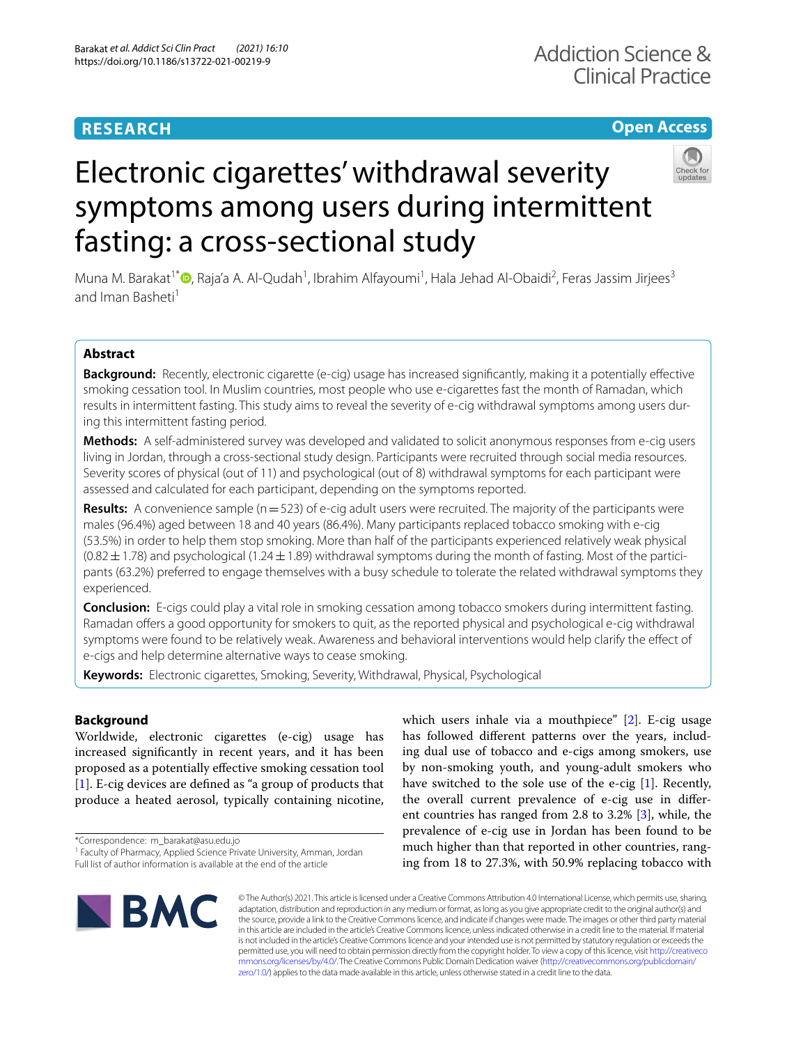RESEARCH

Open Access

# Electronic cigarettes' withdrawal severity symptoms among users during intermittent fasting: a cross-sectional study

Muna M. Barakat[1*], Raja'a A. Al-Qudah[1], Ibrahim Alfayoumi[1], Hala Jehad Al-Obaidi[2], Feras Jassim Jirjees[3] and Iman Basheti[1]

## Abstract

**Background:** Recently, electronic cigarette (e-cig) usage has increased significantly, making it a potentially effective smoking cessation tool. In Muslim countries, most people who use e-cigarettes fast the month of Ramadan, which results in intermittent fasting. This study aims to reveal the severity of e-cig withdrawal symptoms among users during this intermittent fasting period.

**Methods:** A self-administered survey was developed and validated to solicit anonymous responses from e-cig users living in Jordan, through a cross-sectional study design. Participants were recruited through social media resources. Severity scores of physical (out of 11) and psychological (out of 8) withdrawal symptoms for each participant were assessed and calculated for each participant, depending on the symptoms reported.

**Results:** A convenience sample (n = 523) of e-cig adult users were recruited. The majority of the participants were males (96.4%) aged between 18 and 40 years (86.4%). Many participants replaced tobacco smoking with e-cig (53.5%) in order to help them stop smoking. More than half of the participants experienced relatively weak physical (0.82 ± 1.78) and psychological (1.24 ± 1.89) withdrawal symptoms during the month of fasting. Most of the participants (63.2%) preferred to engage themselves with a busy schedule to tolerate the related withdrawal symptoms they experienced.

**Conclusion:** E-cigs could play a vital role in smoking cessation among tobacco smokers during intermittent fasting. Ramadan offers a good opportunity for smokers to quit, as the reported physical and psychological e-cig withdrawal symptoms were found to be relatively weak. Awareness and behavioral interventions would help clarify the effect of e-cigs and help determine alternative ways to cease smoking.

**Keywords:** Electronic cigarettes, Smoking, Severity, Withdrawal, Physical, Psychological

## Background

Worldwide, electronic cigarettes (e-cig) usage has increased significantly in recent years, and it has been proposed as a potentially effective smoking cessation tool [1]. E-cig devices are defined as "a group of products that produce a heated aerosol, typically containing nicotine, which users inhale via a mouthpiece" [2]. E-cig usage has followed different patterns over the years, including dual use of tobacco and e-cigs among smokers, use by non-smoking youth, and young-adult smokers who have switched to the sole use of the e-cig [1]. Recently, the overall current prevalence of e-cig use in different countries has ranged from 2.8 to 3.2% [3], while, the prevalence of e-cig use in Jordan has been found to be much higher than that reported in other countries, ranging from 18 to 27.3%, with 50.9% replacing tobacco with

*Correspondence: m_barakat@asu.edu.jo
[1] Faculty of Pharmacy, Applied Science Private University, Amman, Jordan
Full list of author information is available at the end of the article

© The Author(s) 2021. This article is licensed under a Creative Commons Attribution 4.0 International License, which permits use, sharing, adaptation, distribution and reproduction in any medium or format, as long as you give appropriate credit to the original author(s) and the source, provide a link to the Creative Commons licence, and indicate if changes were made. The images or other third party material in this article are included in the article's Creative Commons licence, unless indicated otherwise in a credit line to the material. If material is not included in the article's Creative Commons licence and your intended use is not permitted by statutory regulation or exceeds the permitted use, you will need to obtain permission directly from the copyright holder. To view a copy of this licence, visit http://creativecommons.org/licenses/by/4.0/. The Creative Commons Public Domain Dedication waiver (http://creativecommons.org/publicdomain/zero/1.0/) applies to the data made available in this article, unless otherwise stated in a credit line to the data.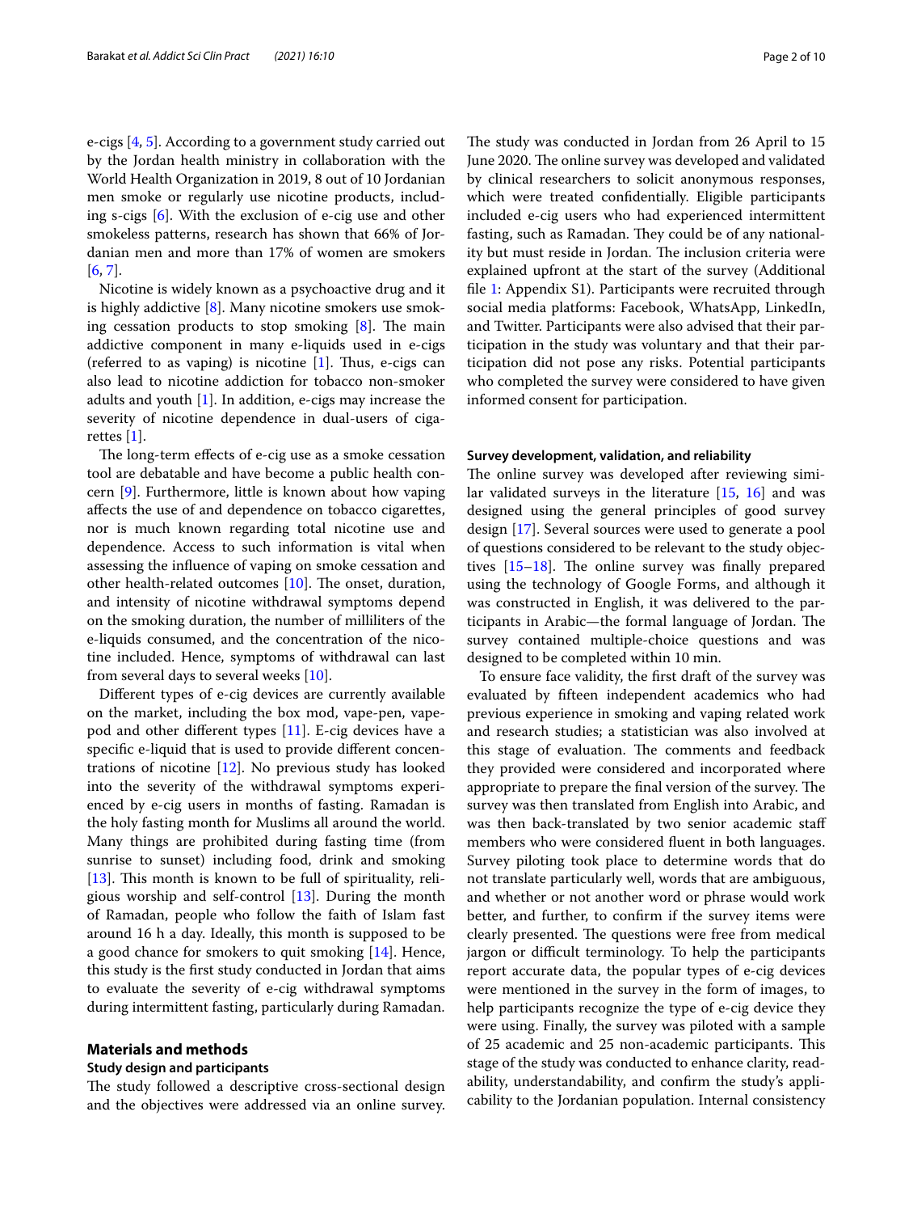e-cigs [4, 5]. According to a government study carried out by the Jordan health ministry in collaboration with the World Health Organization in 2019, 8 out of 10 Jordanian men smoke or regularly use nicotine products, including s-cigs [6]. With the exclusion of e-cig use and other smokeless patterns, research has shown that 66% of Jordanian men and more than 17% of women are smokers [6, 7].

Nicotine is widely known as a psychoactive drug and it is highly addictive [8]. Many nicotine smokers use smoking cessation products to stop smoking [8]. The main addictive component in many e-liquids used in e-cigs (referred to as vaping) is nicotine [1]. Thus, e-cigs can also lead to nicotine addiction for tobacco non-smoker adults and youth [1]. In addition, e-cigs may increase the severity of nicotine dependence in dual-users of cigarettes [1].

The long-term effects of e-cig use as a smoke cessation tool are debatable and have become a public health concern [9]. Furthermore, little is known about how vaping affects the use of and dependence on tobacco cigarettes, nor is much known regarding total nicotine use and dependence. Access to such information is vital when assessing the influence of vaping on smoke cessation and other health-related outcomes [10]. The onset, duration, and intensity of nicotine withdrawal symptoms depend on the smoking duration, the number of milliliters of the e-liquids consumed, and the concentration of the nicotine included. Hence, symptoms of withdrawal can last from several days to several weeks [10].

Different types of e-cig devices are currently available on the market, including the box mod, vape-pen, vape-pod and other different types [11]. E-cig devices have a specific e-liquid that is used to provide different concentrations of nicotine [12]. No previous study has looked into the severity of the withdrawal symptoms experienced by e-cig users in months of fasting. Ramadan is the holy fasting month for Muslims all around the world. Many things are prohibited during fasting time (from sunrise to sunset) including food, drink and smoking [13]. This month is known to be full of spirituality, religious worship and self-control [13]. During the month of Ramadan, people who follow the faith of Islam fast around 16 h a day. Ideally, this month is supposed to be a good chance for smokers to quit smoking [14]. Hence, this study is the first study conducted in Jordan that aims to evaluate the severity of e-cig withdrawal symptoms during intermittent fasting, particularly during Ramadan.

## Materials and methods

### Study design and participants

The study followed a descriptive cross-sectional design and the objectives were addressed via an online survey. The study was conducted in Jordan from 26 April to 15 June 2020. The online survey was developed and validated by clinical researchers to solicit anonymous responses, which were treated confidentially. Eligible participants included e-cig users who had experienced intermittent fasting, such as Ramadan. They could be of any nationality but must reside in Jordan. The inclusion criteria were explained upfront at the start of the survey (Additional file 1: Appendix S1). Participants were recruited through social media platforms: Facebook, WhatsApp, LinkedIn, and Twitter. Participants were also advised that their participation in the study was voluntary and that their participation did not pose any risks. Potential participants who completed the survey were considered to have given informed consent for participation.

### Survey development, validation, and reliability

The online survey was developed after reviewing similar validated surveys in the literature [15, 16] and was designed using the general principles of good survey design [17]. Several sources were used to generate a pool of questions considered to be relevant to the study objectives [15–18]. The online survey was finally prepared using the technology of Google Forms, and although it was constructed in English, it was delivered to the participants in Arabic—the formal language of Jordan. The survey contained multiple-choice questions and was designed to be completed within 10 min.

To ensure face validity, the first draft of the survey was evaluated by fifteen independent academics who had previous experience in smoking and vaping related work and research studies; a statistician was also involved at this stage of evaluation. The comments and feedback they provided were considered and incorporated where appropriate to prepare the final version of the survey. The survey was then translated from English into Arabic, and was then back-translated by two senior academic staff members who were considered fluent in both languages. Survey piloting took place to determine words that do not translate particularly well, words that are ambiguous, and whether or not another word or phrase would work better, and further, to confirm if the survey items were clearly presented. The questions were free from medical jargon or difficult terminology. To help the participants report accurate data, the popular types of e-cig devices were mentioned in the survey in the form of images, to help participants recognize the type of e-cig device they were using. Finally, the survey was piloted with a sample of 25 academic and 25 non-academic participants. This stage of the study was conducted to enhance clarity, readability, understandability, and confirm the study's applicability to the Jordanian population. Internal consistency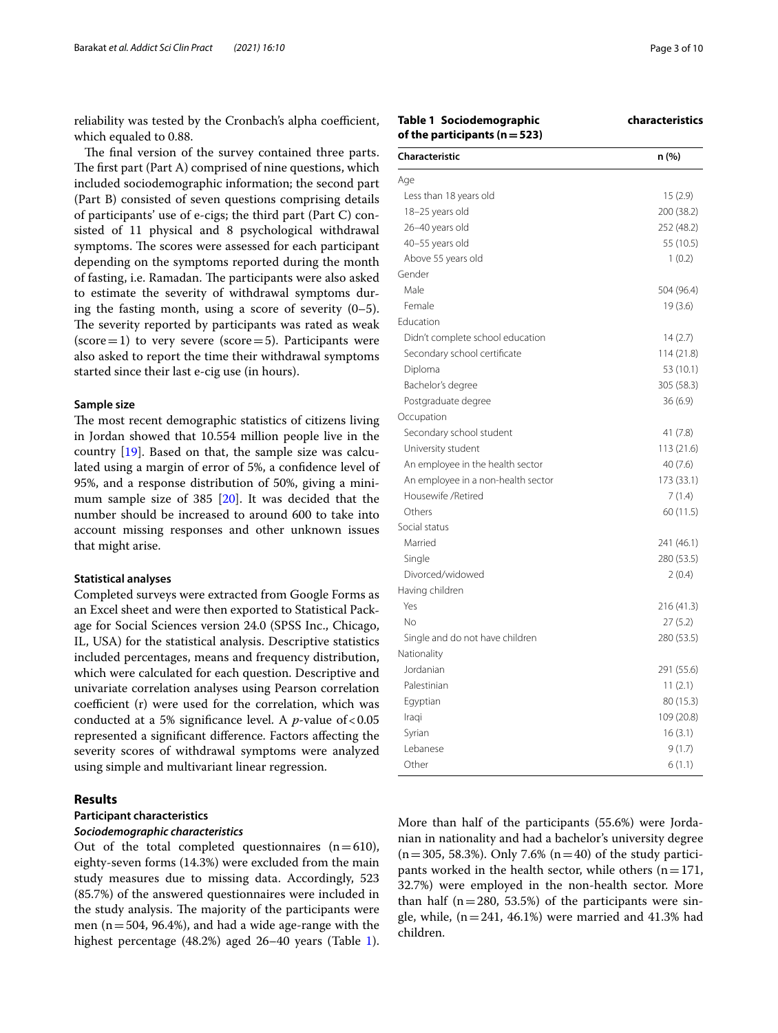reliability was tested by the Cronbach's alpha coefficient, which equaled to 0.88.

The final version of the survey contained three parts. The first part (Part A) comprised of nine questions, which included sociodemographic information; the second part (Part B) consisted of seven questions comprising details of participants' use of e-cigs; the third part (Part C) consisted of 11 physical and 8 psychological withdrawal symptoms. The scores were assessed for each participant depending on the symptoms reported during the month of fasting, i.e. Ramadan. The participants were also asked to estimate the severity of withdrawal symptoms during the fasting month, using a score of severity (0–5). The severity reported by participants was rated as weak (score = 1) to very severe (score = 5). Participants were also asked to report the time their withdrawal symptoms started since their last e-cig use (in hours).

### Sample size

The most recent demographic statistics of citizens living in Jordan showed that 10.554 million people live in the country [19]. Based on that, the sample size was calculated using a margin of error of 5%, a confidence level of 95%, and a response distribution of 50%, giving a minimum sample size of 385 [20]. It was decided that the number should be increased to around 600 to take into account missing responses and other unknown issues that might arise.

### Statistical analyses

Completed surveys were extracted from Google Forms as an Excel sheet and were then exported to Statistical Package for Social Sciences version 24.0 (SPSS Inc., Chicago, IL, USA) for the statistical analysis. Descriptive statistics included percentages, means and frequency distribution, which were calculated for each question. Descriptive and univariate correlation analyses using Pearson correlation coefficient (r) were used for the correlation, which was conducted at a 5% significance level. A *p*-value of $< 0.05$ represented a significant difference. Factors affecting the severity scores of withdrawal symptoms were analyzed using simple and multivariant linear regression.

## Results

### Participant characteristics

#### *Sociodemographic characteristics*

Out of the total completed questionnaires (n = 610), eighty-seven forms (14.3%) were excluded from the main study measures due to missing data. Accordingly, 523 (85.7%) of the answered questionnaires were included in the study analysis. The majority of the participants were men (n = 504, 96.4%), and had a wide age-range with the highest percentage (48.2%) aged 26–40 years (Table 1). More than half of the participants (55.6%) were Jordanian in nationality and had a bachelor's university degree (n = 305, 58.3%). Only 7.6% (n = 40) of the study participants worked in the health sector, while others (n = 171, 32.7%) were employed in the non-health sector. More than half (n = 280, 53.5%) of the participants were single, while, (n = 241, 46.1%) were married and 41.3% had children.

**Table 1 Sociodemographic characteristics of the participants (n = 523)**

| Characteristic | n (%) |
|---|---|
| Age | |
| Less than 18 years old | 15 (2.9) |
| 18–25 years old | 200 (38.2) |
| 26–40 years old | 252 (48.2) |
| 40–55 years old | 55 (10.5) |
| Above 55 years old | 1 (0.2) |
| Gender | |
| Male | 504 (96.4) |
| Female | 19 (3.6) |
| Education | |
| Didn't complete school education | 14 (2.7) |
| Secondary school certificate | 114 (21.8) |
| Diploma | 53 (10.1) |
| Bachelor's degree | 305 (58.3) |
| Postgraduate degree | 36 (6.9) |
| Occupation | |
| Secondary school student | 41 (7.8) |
| University student | 113 (21.6) |
| An employee in the health sector | 40 (7.6) |
| An employee in a non-health sector | 173 (33.1) |
| Housewife /Retired | 7 (1.4) |
| Others | 60 (11.5) |
| Social status | |
| Married | 241 (46.1) |
| Single | 280 (53.5) |
| Divorced/widowed | 2 (0.4) |
| Having children | |
| Yes | 216 (41.3) |
| No | 27 (5.2) |
| Single and do not have children | 280 (53.5) |
| Nationality | |
| Jordanian | 291 (55.6) |
| Palestinian | 11 (2.1) |
| Egyptian | 80 (15.3) |
| Iraqi | 109 (20.8) |
| Syrian | 16 (3.1) |
| Lebanese | 9 (1.7) |
| Other | 6 (1.1) |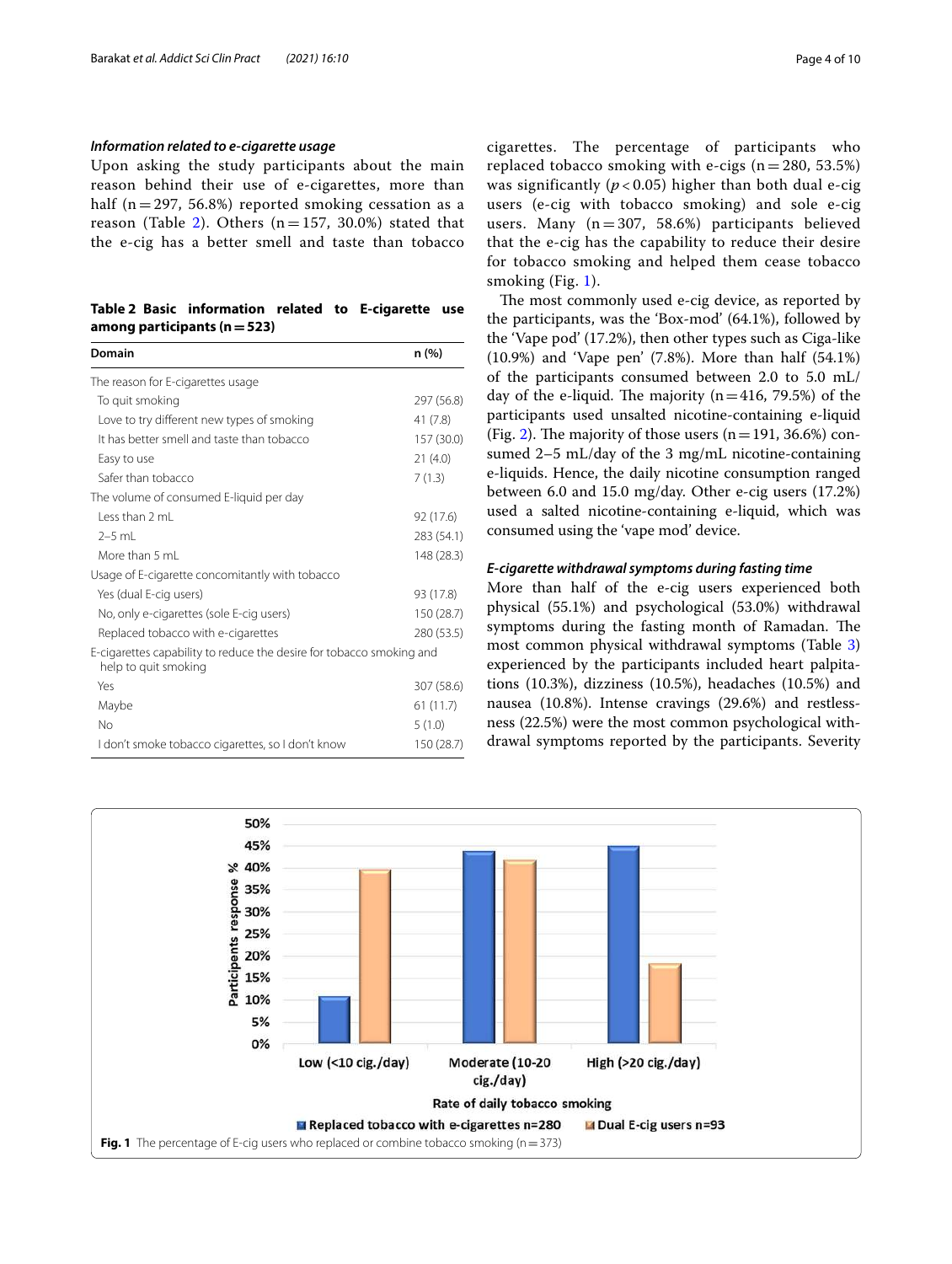### *Information related to e-cigarette usage*

Upon asking the study participants about the main reason behind their use of e-cigarettes, more than half (n = 297, 56.8%) reported smoking cessation as a reason (Table 2). Others (n = 157, 30.0%) stated that the e-cig has a better smell and taste than tobacco cigarettes. The percentage of participants who replaced tobacco smoking with e-cigs (n = 280, 53.5%) was significantly ($p < 0.05$) higher than both dual e-cig users (e-cig with tobacco smoking) and sole e-cig users. Many (n = 307, 58.6%) participants believed that the e-cig has the capability to reduce their desire for tobacco smoking and helped them cease tobacco smoking (Fig. 1).

**Table 2 Basic information related to E-cigarette use among participants (n = 523)**

| Domain | n (%) |
|---|---|
| The reason for E-cigarettes usage | |
| To quit smoking | 297 (56.8) |
| Love to try different new types of smoking | 41 (7.8) |
| It has better smell and taste than tobacco | 157 (30.0) |
| Easy to use | 21 (4.0) |
| Safer than tobacco | 7 (1.3) |
| The volume of consumed E-liquid per day | |
| Less than 2 mL | 92 (17.6) |
| 2–5 mL | 283 (54.1) |
| More than 5 mL | 148 (28.3) |
| Usage of E-cigarette concomitantly with tobacco | |
| Yes (dual E-cig users) | 93 (17.8) |
| No, only e-cigarettes (sole E-cig users) | 150 (28.7) |
| Replaced tobacco with e-cigarettes | 280 (53.5) |
| E-cigarettes capability to reduce the desire for tobacco smoking and help to quit smoking | |
| Yes | 307 (58.6) |
| Maybe | 61 (11.7) |
| No | 5 (1.0) |
| I don't smoke tobacco cigarettes, so I don't know | 150 (28.7) |

The most commonly used e-cig device, as reported by the participants, was the 'Box-mod' (64.1%), followed by the 'Vape pod' (17.2%), then other types such as Ciga-like (10.9%) and 'Vape pen' (7.8%). More than half (54.1%) of the participants consumed between 2.0 to 5.0 mL/day of the e-liquid. The majority (n = 416, 79.5%) of the participants used unsalted nicotine-containing e-liquid (Fig. 2). The majority of those users (n = 191, 36.6%) consumed 2–5 mL/day of the 3 mg/mL nicotine-containing e-liquids. Hence, the daily nicotine consumption ranged between 6.0 and 15.0 mg/day. Other e-cig users (17.2%) used a salted nicotine-containing e-liquid, which was consumed using the 'vape mod' device.

### *E-cigarette withdrawal symptoms during fasting time*

More than half of the e-cig users experienced both physical (55.1%) and psychological (53.0%) withdrawal symptoms during the fasting month of Ramadan. The most common physical withdrawal symptoms (Table 3) experienced by the participants included heart palpitations (10.3%), dizziness (10.5%), headaches (10.5%) and nausea (10.8%). Intense cravings (29.6%) and restlessness (22.5%) were the most common psychological withdrawal symptoms reported by the participants. Severity

**Fig. 1** The percentage of E-cig users who replaced or combine tobacco smoking (n = 373)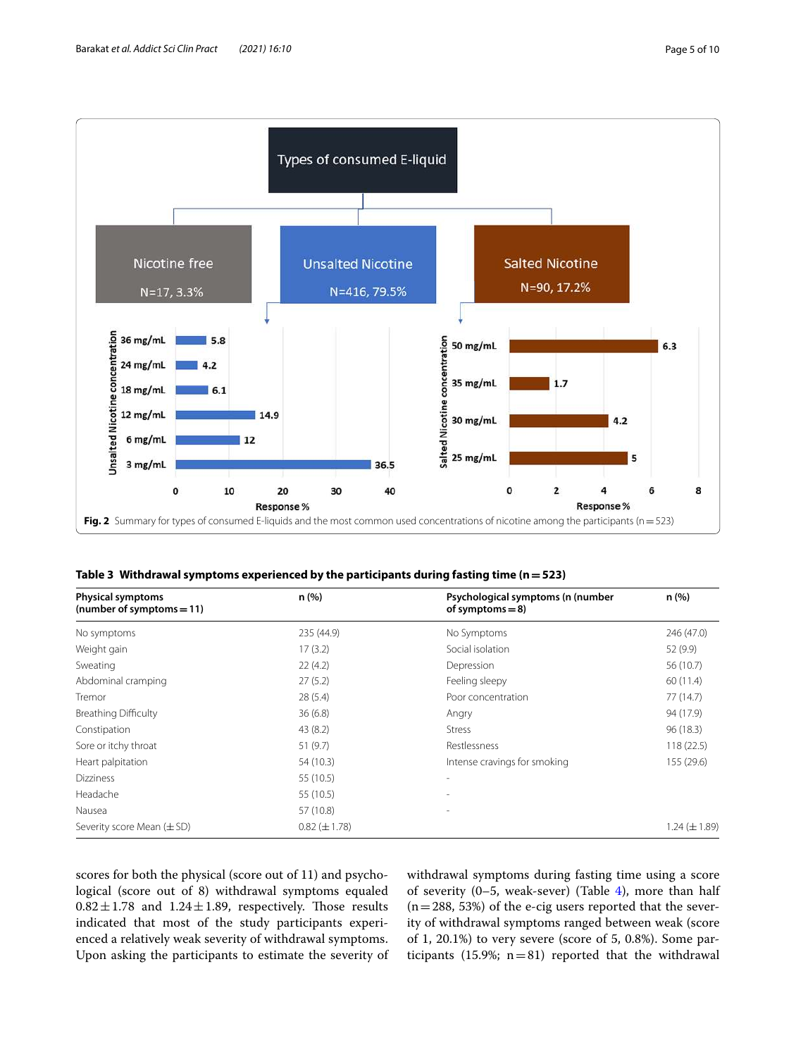Fig. 2 Summary for types of consumed E-liquids and the most common used concentrations of nicotine among the participants (n = 523)

**Table 3 Withdrawal symptoms experienced by the participants during fasting time (n = 523)**

| Physical symptoms (number of symptoms = 11) | n (%) | Psychological symptoms (n (number of symptoms = 8) | n (%) |
|---|---|---|---|
| No symptoms | 235 (44.9) | No Symptoms | 246 (47.0) |
| Weight gain | 17 (3.2) | Social isolation | 52 (9.9) |
| Sweating | 22 (4.2) | Depression | 56 (10.7) |
| Abdominal cramping | 27 (5.2) | Feeling sleepy | 60 (11.4) |
| Tremor | 28 (5.4) | Poor concentration | 77 (14.7) |
| Breathing Difficulty | 36 (6.8) | Angry | 94 (17.9) |
| Constipation | 43 (8.2) | Stress | 96 (18.3) |
| Sore or itchy throat | 51 (9.7) | Restlessness | 118 (22.5) |
| Heart palpitation | 54 (10.3) | Intense cravings for smoking | 155 (29.6) |
| Dizziness | 55 (10.5) | - | |
| Headache | 55 (10.5) | - | |
| Nausea | 57 (10.8) | - | |
| Severity score Mean (±SD) | 0.82 (±1.78) | | 1.24 (±1.89) |

scores for both the physical (score out of 11) and psychological (score out of 8) withdrawal symptoms equaled $0.82 \pm 1.78$ and $1.24 \pm 1.89$, respectively. Those results indicated that most of the study participants experienced a relatively weak severity of withdrawal symptoms. Upon asking the participants to estimate the severity of withdrawal symptoms during fasting time using a score of severity (0–5, weak-sever) (Table 4), more than half (n = 288, 53%) of the e-cig users reported that the severity of withdrawal symptoms ranged between weak (score of 1, 20.1%) to very severe (score of 5, 0.8%). Some participants (15.9%; n = 81) reported that the withdrawal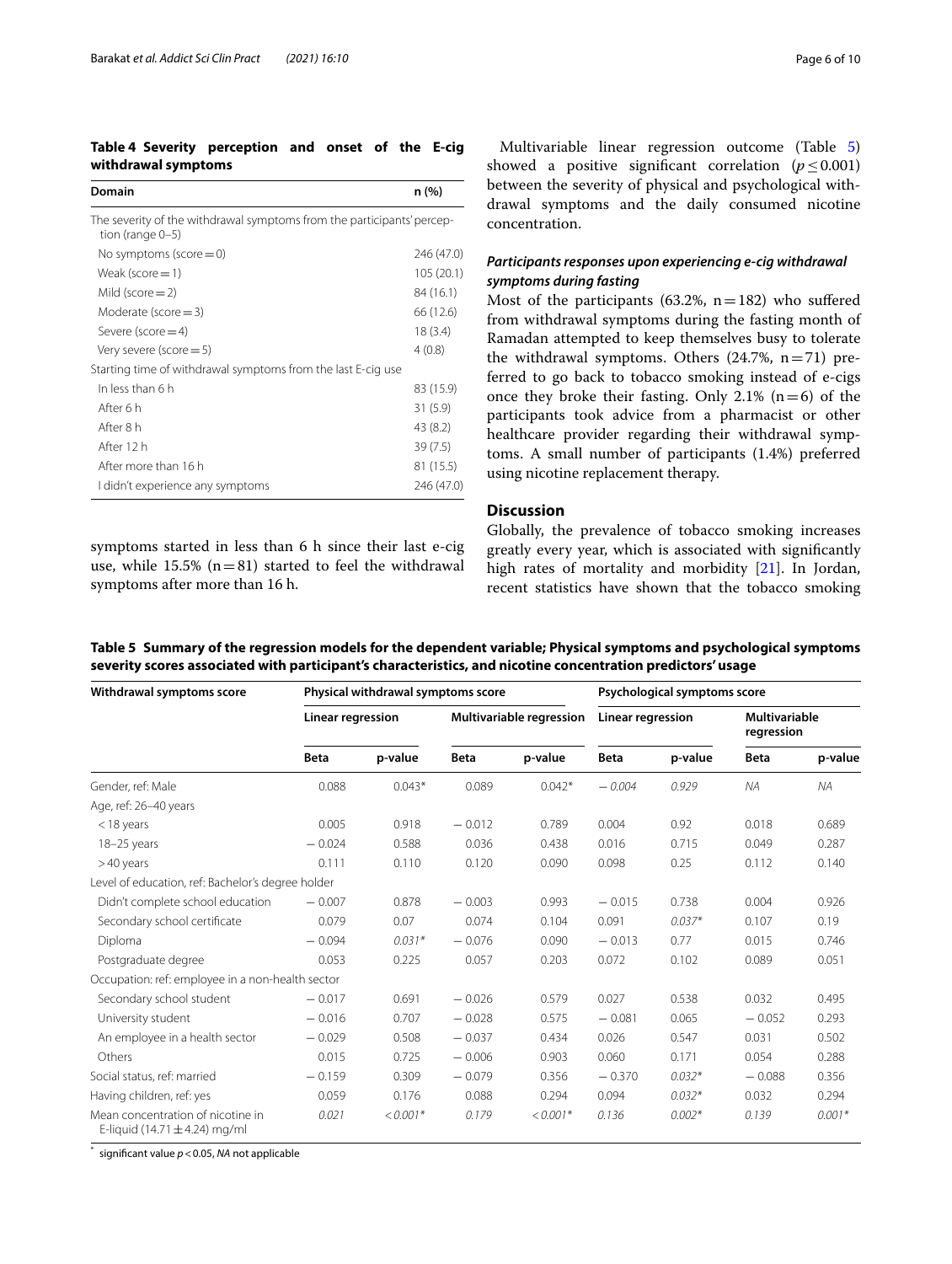**Table 4 Severity perception and onset of the E-cig withdrawal symptoms**

| Domain | n (%) |
|---|---|
| The severity of the withdrawal symptoms from the participants' perception (range 0–5) | |
| No symptoms (score = 0) | 246 (47.0) |
| Weak (score = 1) | 105 (20.1) |
| Mild (score = 2) | 84 (16.1) |
| Moderate (score = 3) | 66 (12.6) |
| Severe (score = 4) | 18 (3.4) |
| Very severe (score = 5) | 4 (0.8) |
| Starting time of withdrawal symptoms from the last E-cig use | |
| In less than 6 h | 83 (15.9) |
| After 6 h | 31 (5.9) |
| After 8 h | 43 (8.2) |
| After 12 h | 39 (7.5) |
| After more than 16 h | 81 (15.5) |
| I didn't experience any symptoms | 246 (47.0) |

symptoms started in less than 6 h since their last e-cig use, while 15.5% (n = 81) started to feel the withdrawal symptoms after more than 16 h.

Multivariable linear regression outcome (Table 5) showed a positive significant correlation ($p \leq 0.001$) between the severity of physical and psychological withdrawal symptoms and the daily consumed nicotine concentration.

### *Participants responses upon experiencing e-cig withdrawal symptoms during fasting*

Most of the participants (63.2%, n = 182) who suffered from withdrawal symptoms during the fasting month of Ramadan attempted to keep themselves busy to tolerate the withdrawal symptoms. Others (24.7%, n = 71) preferred to go back to tobacco smoking instead of e-cigs once they broke their fasting. Only 2.1% (n = 6) of the participants took advice from a pharmacist or other healthcare provider regarding their withdrawal symptoms. A small number of participants (1.4%) preferred using nicotine replacement therapy.

## Discussion

Globally, the prevalence of tobacco smoking increases greatly every year, which is associated with significantly high rates of mortality and morbidity [21]. In Jordan, recent statistics have shown that the tobacco smoking

**Table 5 Summary of the regression models for the dependent variable; Physical symptoms and psychological symptoms severity scores associated with participant's characteristics, and nicotine concentration predictors' usage**

| Withdrawal symptoms score | Physical withdrawal symptoms score | | | | Psychological symptoms score | | | |
|---|---|---|---|---|---|---|---|---|
| | Linear regression | | Multivariable regression | | Linear regression | | Multivariable regression | |
| | Beta | p-value | Beta | p-value | Beta | p-value | Beta | p-value |
| Gender, ref: Male | 0.088 | 0.043* | 0.089 | 0.042* | *−0.004* | *0.929* | *NA* | *NA* |
| Age, ref: 26–40 years | | | | | | | | |
| < 18 years | 0.005 | 0.918 | −0.012 | 0.789 | 0.004 | 0.92 | 0.018 | 0.689 |
| 18–25 years | −0.024 | 0.588 | 0.036 | 0.438 | 0.016 | 0.715 | 0.049 | 0.287 |
| > 40 years | 0.111 | 0.110 | 0.120 | 0.090 | 0.098 | 0.25 | 0.112 | 0.140 |
| Level of education, ref: Bachelor's degree holder | | | | | | | | |
| Didn't complete school education | −0.007 | 0.878 | −0.003 | 0.993 | −0.015 | 0.738 | 0.004 | 0.926 |
| Secondary school certificate | 0.079 | 0.07 | 0.074 | 0.104 | 0.091 | *0.037** | 0.107 | 0.19 |
| Diploma | −0.094 | *0.031** | −0.076 | 0.090 | −0.013 | 0.77 | 0.015 | 0.746 |
| Postgraduate degree | 0.053 | 0.225 | 0.057 | 0.203 | 0.072 | 0.102 | 0.089 | 0.051 |
| Occupation: ref: employee in a non-health sector | | | | | | | | |
| Secondary school student | −0.017 | 0.691 | −0.026 | 0.579 | 0.027 | 0.538 | 0.032 | 0.495 |
| University student | −0.016 | 0.707 | −0.028 | 0.575 | −0.081 | 0.065 | −0.052 | 0.293 |
| An employee in a health sector | −0.029 | 0.508 | −0.037 | 0.434 | 0.026 | 0.547 | 0.031 | 0.502 |
| Others | 0.015 | 0.725 | −0.006 | 0.903 | 0.060 | 0.171 | 0.054 | 0.288 |
| Social status, ref: married | −0.159 | 0.309 | −0.079 | 0.356 | −0.370 | *0.032** | −0.088 | 0.356 |
| Having children, ref: yes | 0.059 | 0.176 | 0.088 | 0.294 | 0.094 | *0.032** | 0.032 | 0.294 |
| Mean concentration of nicotine in E-liquid (14.71 ± 4.24) mg/ml | *0.021* | *< 0.001** | *0.179* | *< 0.001** | *0.136* | *0.002** | *0.139* | *0.001** |

\* significant value $p < 0.05$, *NA* not applicable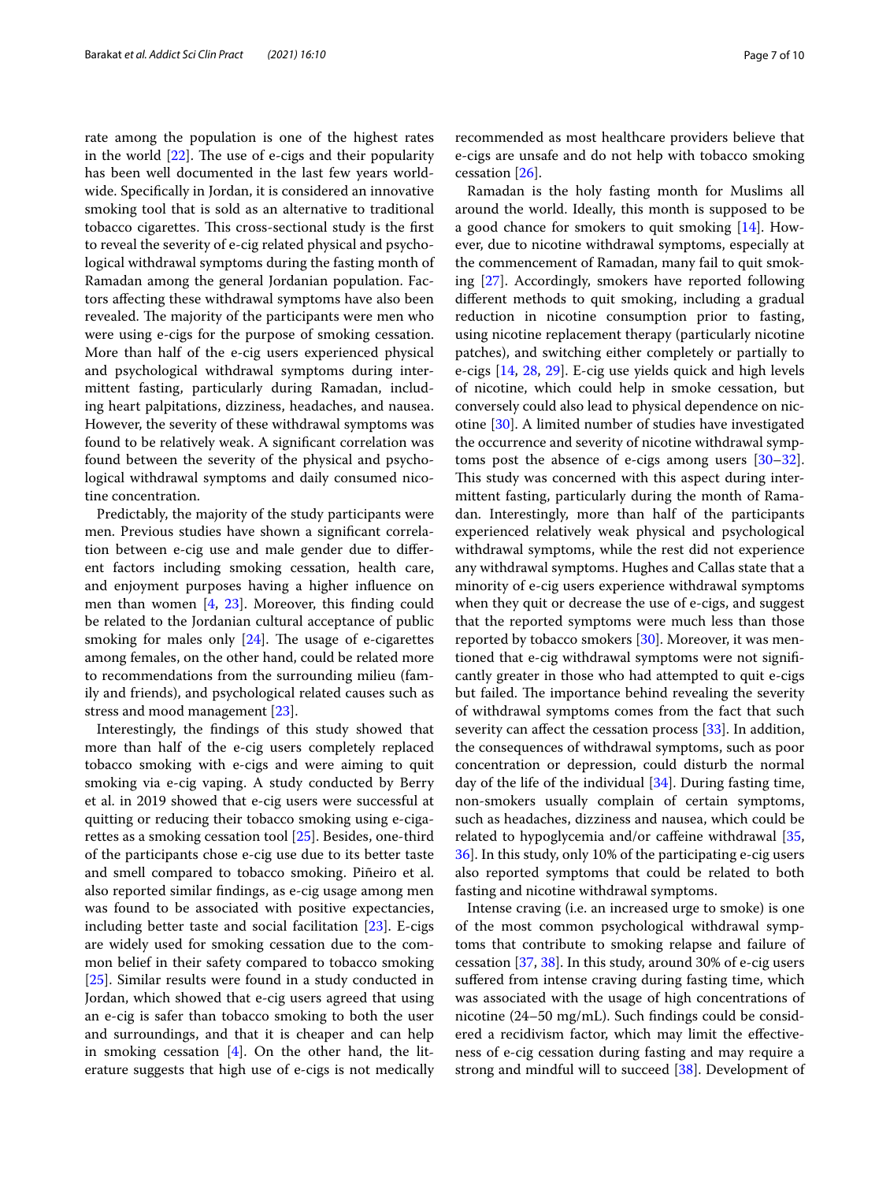rate among the population is one of the highest rates in the world [22]. The use of e-cigs and their popularity has been well documented in the last few years worldwide. Specifically in Jordan, it is considered an innovative smoking tool that is sold as an alternative to traditional tobacco cigarettes. This cross-sectional study is the first to reveal the severity of e-cig related physical and psychological withdrawal symptoms during the fasting month of Ramadan among the general Jordanian population. Factors affecting these withdrawal symptoms have also been revealed. The majority of the participants were men who were using e-cigs for the purpose of smoking cessation. More than half of the e-cig users experienced physical and psychological withdrawal symptoms during intermittent fasting, particularly during Ramadan, including heart palpitations, dizziness, headaches, and nausea. However, the severity of these withdrawal symptoms was found to be relatively weak. A significant correlation was found between the severity of the physical and psychological withdrawal symptoms and daily consumed nicotine concentration.

Predictably, the majority of the study participants were men. Previous studies have shown a significant correlation between e-cig use and male gender due to different factors including smoking cessation, health care, and enjoyment purposes having a higher influence on men than women [4, 23]. Moreover, this finding could be related to the Jordanian cultural acceptance of public smoking for males only [24]. The usage of e-cigarettes among females, on the other hand, could be related more to recommendations from the surrounding milieu (family and friends), and psychological related causes such as stress and mood management [23].

Interestingly, the findings of this study showed that more than half of the e-cig users completely replaced tobacco smoking with e-cigs and were aiming to quit smoking via e-cig vaping. A study conducted by Berry et al. in 2019 showed that e-cig users were successful at quitting or reducing their tobacco smoking using e-cigarettes as a smoking cessation tool [25]. Besides, one-third of the participants chose e-cig use due to its better taste and smell compared to tobacco smoking. Piñeiro et al. also reported similar findings, as e-cig usage among men was found to be associated with positive expectancies, including better taste and social facilitation [23]. E-cigs are widely used for smoking cessation due to the common belief in their safety compared to tobacco smoking [25]. Similar results were found in a study conducted in Jordan, which showed that e-cig users agreed that using an e-cig is safer than tobacco smoking to both the user and surroundings, and that it is cheaper and can help in smoking cessation [4]. On the other hand, the literature suggests that high use of e-cigs is not medically recommended as most healthcare providers believe that e-cigs are unsafe and do not help with tobacco smoking cessation [26].

Ramadan is the holy fasting month for Muslims all around the world. Ideally, this month is supposed to be a good chance for smokers to quit smoking [14]. However, due to nicotine withdrawal symptoms, especially at the commencement of Ramadan, many fail to quit smoking [27]. Accordingly, smokers have reported following different methods to quit smoking, including a gradual reduction in nicotine consumption prior to fasting, using nicotine replacement therapy (particularly nicotine patches), and switching either completely or partially to e-cigs [14, 28, 29]. E-cig use yields quick and high levels of nicotine, which could help in smoke cessation, but conversely could also lead to physical dependence on nicotine [30]. A limited number of studies have investigated the occurrence and severity of nicotine withdrawal symptoms post the absence of e-cigs among users [30–32]. This study was concerned with this aspect during intermittent fasting, particularly during the month of Ramadan. Interestingly, more than half of the participants experienced relatively weak physical and psychological withdrawal symptoms, while the rest did not experience any withdrawal symptoms. Hughes and Callas state that a minority of e-cig users experience withdrawal symptoms when they quit or decrease the use of e-cigs, and suggest that the reported symptoms were much less than those reported by tobacco smokers [30]. Moreover, it was mentioned that e-cig withdrawal symptoms were not significantly greater in those who had attempted to quit e-cigs but failed. The importance behind revealing the severity of withdrawal symptoms comes from the fact that such severity can affect the cessation process [33]. In addition, the consequences of withdrawal symptoms, such as poor concentration or depression, could disturb the normal day of the life of the individual [34]. During fasting time, non-smokers usually complain of certain symptoms, such as headaches, dizziness and nausea, which could be related to hypoglycemia and/or caffeine withdrawal [35, 36]. In this study, only 10% of the participating e-cig users also reported symptoms that could be related to both fasting and nicotine withdrawal symptoms.

Intense craving (i.e. an increased urge to smoke) is one of the most common psychological withdrawal symptoms that contribute to smoking relapse and failure of cessation [37, 38]. In this study, around 30% of e-cig users suffered from intense craving during fasting time, which was associated with the usage of high concentrations of nicotine (24–50 mg/mL). Such findings could be considered a recidivism factor, which may limit the effectiveness of e-cig cessation during fasting and may require a strong and mindful will to succeed [38]. Development of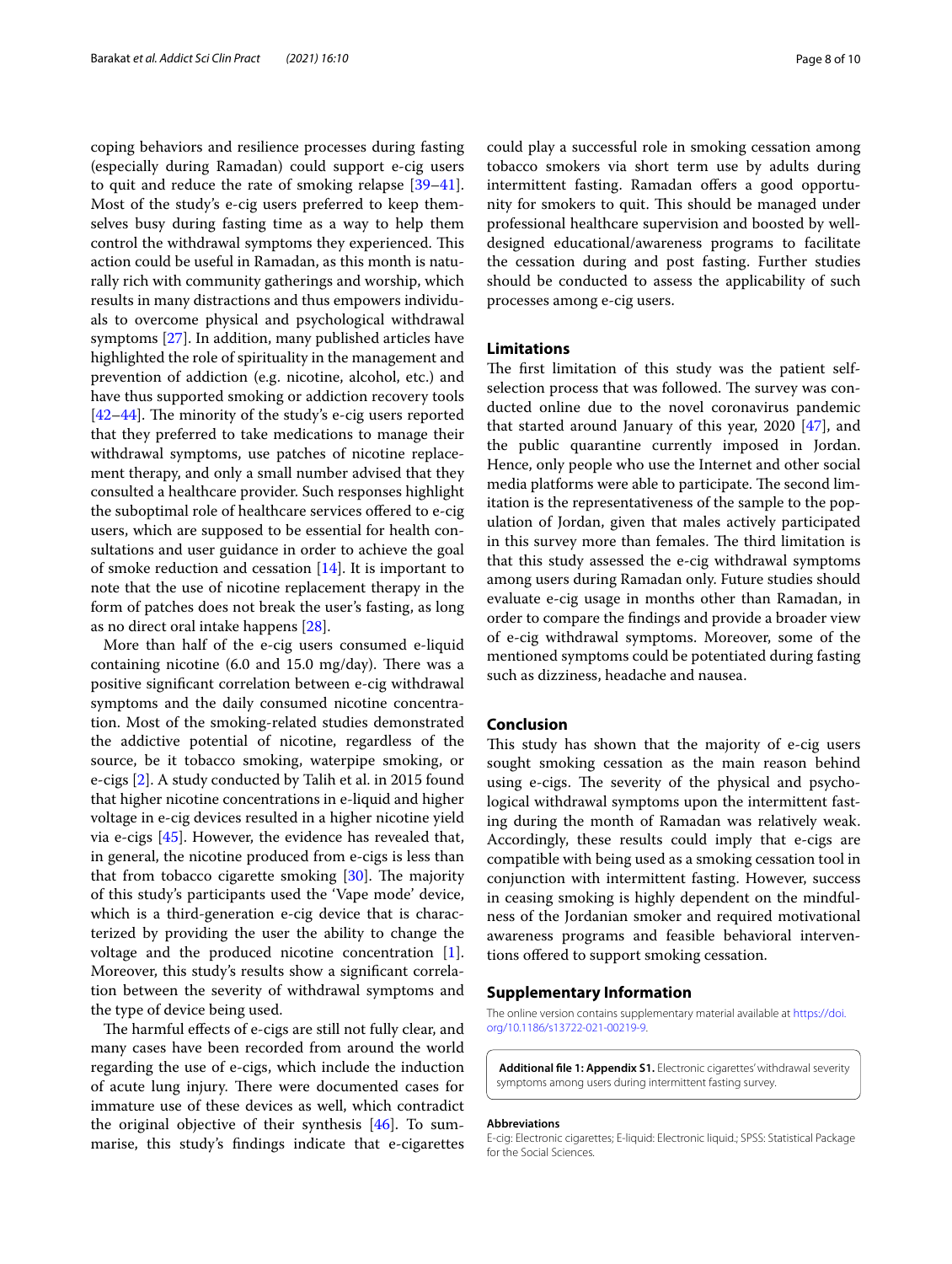coping behaviors and resilience processes during fasting (especially during Ramadan) could support e-cig users to quit and reduce the rate of smoking relapse [39–41]. Most of the study's e-cig users preferred to keep themselves busy during fasting time as a way to help them control the withdrawal symptoms they experienced. This action could be useful in Ramadan, as this month is naturally rich with community gatherings and worship, which results in many distractions and thus empowers individuals to overcome physical and psychological withdrawal symptoms [27]. In addition, many published articles have highlighted the role of spirituality in the management and prevention of addiction (e.g. nicotine, alcohol, etc.) and have thus supported smoking or addiction recovery tools [42–44]. The minority of the study's e-cig users reported that they preferred to take medications to manage their withdrawal symptoms, use patches of nicotine replacement therapy, and only a small number advised that they consulted a healthcare provider. Such responses highlight the suboptimal role of healthcare services offered to e-cig users, which are supposed to be essential for health consultations and user guidance in order to achieve the goal of smoke reduction and cessation [14]. It is important to note that the use of nicotine replacement therapy in the form of patches does not break the user's fasting, as long as no direct oral intake happens [28].

More than half of the e-cig users consumed e-liquid containing nicotine (6.0 and 15.0 mg/day). There was a positive significant correlation between e-cig withdrawal symptoms and the daily consumed nicotine concentration. Most of the smoking-related studies demonstrated the addictive potential of nicotine, regardless of the source, be it tobacco smoking, waterpipe smoking, or e-cigs [2]. A study conducted by Talih et al. in 2015 found that higher nicotine concentrations in e-liquid and higher voltage in e-cig devices resulted in a higher nicotine yield via e-cigs [45]. However, the evidence has revealed that, in general, the nicotine produced from e-cigs is less than that from tobacco cigarette smoking [30]. The majority of this study's participants used the 'Vape mode' device, which is a third-generation e-cig device that is characterized by providing the user the ability to change the voltage and the produced nicotine concentration [1]. Moreover, this study's results show a significant correlation between the severity of withdrawal symptoms and the type of device being used.

The harmful effects of e-cigs are still not fully clear, and many cases have been recorded from around the world regarding the use of e-cigs, which include the induction of acute lung injury. There were documented cases for immature use of these devices as well, which contradict the original objective of their synthesis [46]. To summarise, this study's findings indicate that e-cigarettes could play a successful role in smoking cessation among tobacco smokers via short term use by adults during intermittent fasting. Ramadan offers a good opportunity for smokers to quit. This should be managed under professional healthcare supervision and boosted by well-designed educational/awareness programs to facilitate the cessation during and post fasting. Further studies should be conducted to assess the applicability of such processes among e-cig users.

## Limitations

The first limitation of this study was the patient self-selection process that was followed. The survey was conducted online due to the novel coronavirus pandemic that started around January of this year, 2020 [47], and the public quarantine currently imposed in Jordan. Hence, only people who use the Internet and other social media platforms were able to participate. The second limitation is the representativeness of the sample to the population of Jordan, given that males actively participated in this survey more than females. The third limitation is that this study assessed the e-cig withdrawal symptoms among users during Ramadan only. Future studies should evaluate e-cig usage in months other than Ramadan, in order to compare the findings and provide a broader view of e-cig withdrawal symptoms. Moreover, some of the mentioned symptoms could be potentiated during fasting such as dizziness, headache and nausea.

## Conclusion

This study has shown that the majority of e-cig users sought smoking cessation as the main reason behind using e-cigs. The severity of the physical and psychological withdrawal symptoms upon the intermittent fasting during the month of Ramadan was relatively weak. Accordingly, these results could imply that e-cigs are compatible with being used as a smoking cessation tool in conjunction with intermittent fasting. However, success in ceasing smoking is highly dependent on the mindfulness of the Jordanian smoker and required motivational awareness programs and feasible behavioral interventions offered to support smoking cessation.

## Supplementary Information

The online version contains supplementary material available at https://doi.org/10.1186/s13722-021-00219-9.

**Additional file 1: Appendix S1.** Electronic cigarettes' withdrawal severity symptoms among users during intermittent fasting survey.

#### Abbreviations

E-cig: Electronic cigarettes; E-liquid: Electronic liquid.; SPSS: Statistical Package for the Social Sciences.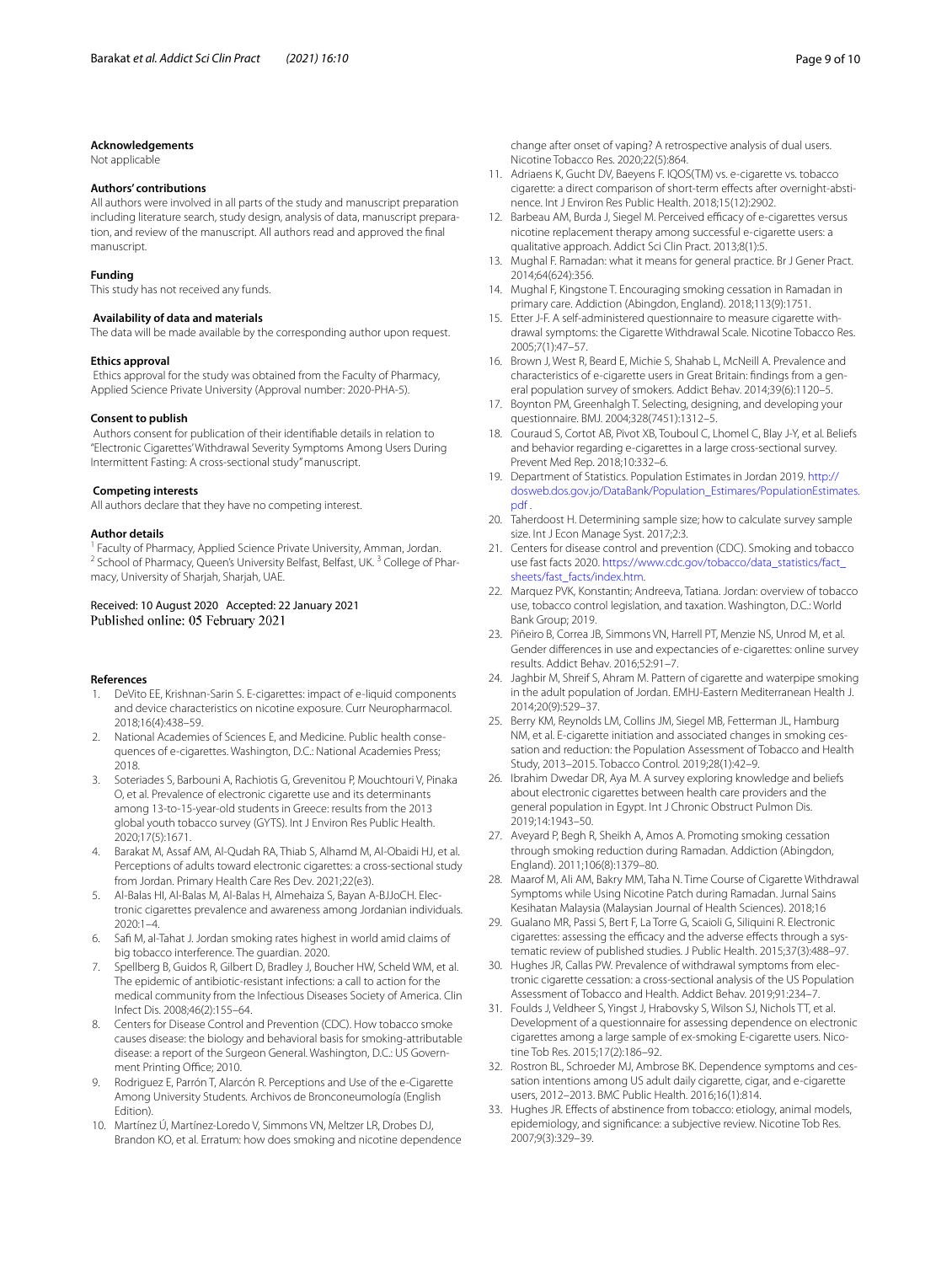### Acknowledgements

Not applicable

### Authors' contributions

All authors were involved in all parts of the study and manuscript preparation including literature search, study design, analysis of data, manuscript preparation, and review of the manuscript. All authors read and approved the final manuscript.

### Funding

This study has not received any funds.

### Availability of data and materials

The data will be made available by the corresponding author upon request.

### Ethics approval

Ethics approval for the study was obtained from the Faculty of Pharmacy, Applied Science Private University (Approval number: 2020-PHA-5).

### Consent to publish

Authors consent for publication of their identifiable details in relation to "Electronic Cigarettes' Withdrawal Severity Symptoms Among Users During Intermittent Fasting: A cross-sectional study" manuscript.

### Competing interests

All authors declare that they have no competing interest.

### Author details

[1] Faculty of Pharmacy, Applied Science Private University, Amman, Jordan. [2] School of Pharmacy, Queen's University Belfast, Belfast, UK. [3] College of Pharmacy, University of Sharjah, Sharjah, UAE.

Received: 10 August 2020 Accepted: 22 January 2021
Published online: 05 February 2021

### References

1. DeVito EE, Krishnan-Sarin S. E-cigarettes: impact of e-liquid components and device characteristics on nicotine exposure. Curr Neuropharmacol. 2018;16(4):438–59.
2. National Academies of Sciences E, and Medicine. Public health consequences of e-cigarettes. Washington, D.C.: National Academies Press; 2018.
3. Soteriades S, Barbouni A, Rachiotis G, Grevenitou P, Mouchtouri V, Pinaka O, et al. Prevalence of electronic cigarette use and its determinants among 13-to-15-year-old students in Greece: results from the 2013 global youth tobacco survey (GYTS). Int J Environ Res Public Health. 2020;17(5):1671.
4. Barakat M, Assaf AM, Al-Qudah RA, Thiab S, Alhamd M, Al-Obaidi HJ, et al. Perceptions of adults toward electronic cigarettes: a cross-sectional study from Jordan. Primary Health Care Res Dev. 2021;22(e3).
5. Al-Balas HI, Al-Balas M, Al-Balas H, Almehaiza S, Bayan A-BJJoCH. Electronic cigarettes prevalence and awareness among Jordanian individuals. 2020:1–4.
6. Safi M, al-Tahat J. Jordan smoking rates highest in world amid claims of big tobacco interference. The guardian. 2020.
7. Spellberg B, Guidos R, Gilbert D, Bradley J, Boucher HW, Scheld WM, et al. The epidemic of antibiotic-resistant infections: a call to action for the medical community from the Infectious Diseases Society of America. Clin Infect Dis. 2008;46(2):155–64.
8. Centers for Disease Control and Prevention (CDC). How tobacco smoke causes disease: the biology and behavioral basis for smoking-attributable disease: a report of the Surgeon General. Washington, D.C.: US Government Printing Office; 2010.
9. Rodriguez E, Parrón T, Alarcón R. Perceptions and Use of the e-Cigarette Among University Students. Archivos de Bronconeumología (English Edition).
10. Martínez Ú, Martínez-Loredo V, Simmons VN, Meltzer LR, Drobes DJ, Brandon KO, et al. Erratum: how does smoking and nicotine dependence change after onset of vaping? A retrospective analysis of dual users. Nicotine Tobacco Res. 2020;22(5):864.
11. Adriaens K, Gucht DV, Baeyens F. IQOS(TM) vs. e-cigarette vs. tobacco cigarette: a direct comparison of short-term effects after overnight-abstinence. Int J Environ Res Public Health. 2018;15(12):2902.
12. Barbeau AM, Burda J, Siegel M. Perceived efficacy of e-cigarettes versus nicotine replacement therapy among successful e-cigarette users: a qualitative approach. Addict Sci Clin Pract. 2013;8(1):5.
13. Mughal F. Ramadan: what it means for general practice. Br J Gener Pract. 2014;64(624):356.
14. Mughal F, Kingstone T. Encouraging smoking cessation in Ramadan in primary care. Addiction (Abingdon, England). 2018;113(9):1751.
15. Etter J-F. A self-administered questionnaire to measure cigarette withdrawal symptoms: the Cigarette Withdrawal Scale. Nicotine Tobacco Res. 2005;7(1):47–57.
16. Brown J, West R, Beard E, Michie S, Shahab L, McNeill A. Prevalence and characteristics of e-cigarette users in Great Britain: findings from a general population survey of smokers. Addict Behav. 2014;39(6):1120–5.
17. Boynton PM, Greenhalgh T. Selecting, designing, and developing your questionnaire. BMJ. 2004;328(7451):1312–5.
18. Couraud S, Cortot AB, Pivot XB, Touboul C, Lhomel C, Blay J-Y, et al. Beliefs and behavior regarding e-cigarettes in a large cross-sectional survey. Prevent Med Rep. 2018;10:332–6.
19. Department of Statistics. Population Estimates in Jordan 2019. http://dosweb.dos.gov.jo/DataBank/Population_Estimares/PopulationEstimates.pdf .
20. Taherdoost H. Determining sample size; how to calculate survey sample size. Int J Econ Manage Syst. 2017;2:3.
21. Centers for disease control and prevention (CDC). Smoking and tobacco use fast facts 2020. https://www.cdc.gov/tobacco/data_statistics/fact_sheets/fast_facts/index.htm.
22. Marquez PVK, Konstantin; Andreeva, Tatiana. Jordan: overview of tobacco use, tobacco control legislation, and taxation. Washington, D.C.: World Bank Group; 2019.
23. Piñeiro B, Correa JB, Simmons VN, Harrell PT, Menzie NS, Unrod M, et al. Gender differences in use and expectancies of e-cigarettes: online survey results. Addict Behav. 2016;52:91–7.
24. Jaghbir M, Shreif S, Ahram M. Pattern of cigarette and waterpipe smoking in the adult population of Jordan. EMHJ-Eastern Mediterranean Health J. 2014;20(9):529–37.
25. Berry KM, Reynolds LM, Collins JM, Siegel MB, Fetterman JL, Hamburg NM, et al. E-cigarette initiation and associated changes in smoking cessation and reduction: the Population Assessment of Tobacco and Health Study, 2013–2015. Tobacco Control. 2019;28(1):42–9.
26. Ibrahim Dwedar DR, Aya M. A survey exploring knowledge and beliefs about electronic cigarettes between health care providers and the general population in Egypt. Int J Chronic Obstruct Pulmon Dis. 2019;14:1943–50.
27. Aveyard P, Begh R, Sheikh A, Amos A. Promoting smoking cessation through smoking reduction during Ramadan. Addiction (Abingdon, England). 2011;106(8):1379–80.
28. Maarof M, Ali AM, Bakry MM, Taha N. Time Course of Cigarette Withdrawal Symptoms while Using Nicotine Patch during Ramadan. Jurnal Sains Kesihatan Malaysia (Malaysian Journal of Health Sciences). 2018;16
29. Gualano MR, Passi S, Bert F, La Torre G, Scaioli G, Siliquini R. Electronic cigarettes: assessing the efficacy and the adverse effects through a systematic review of published studies. J Public Health. 2015;37(3):488–97.
30. Hughes JR, Callas PW. Prevalence of withdrawal symptoms from electronic cigarette cessation: a cross-sectional analysis of the US Population Assessment of Tobacco and Health. Addict Behav. 2019;91:234–7.
31. Foulds J, Veldheer S, Yingst J, Hrabovsky S, Wilson SJ, Nichols TT, et al. Development of a questionnaire for assessing dependence on electronic cigarettes among a large sample of ex-smoking E-cigarette users. Nicotine Tob Res. 2015;17(2):186–92.
32. Rostron BL, Schroeder MJ, Ambrose BK. Dependence symptoms and cessation intentions among US adult daily cigarette, cigar, and e-cigarette users, 2012–2013. BMC Public Health. 2016;16(1):814.
33. Hughes JR. Effects of abstinence from tobacco: etiology, animal models, epidemiology, and significance: a subjective review. Nicotine Tob Res. 2007;9(3):329–39.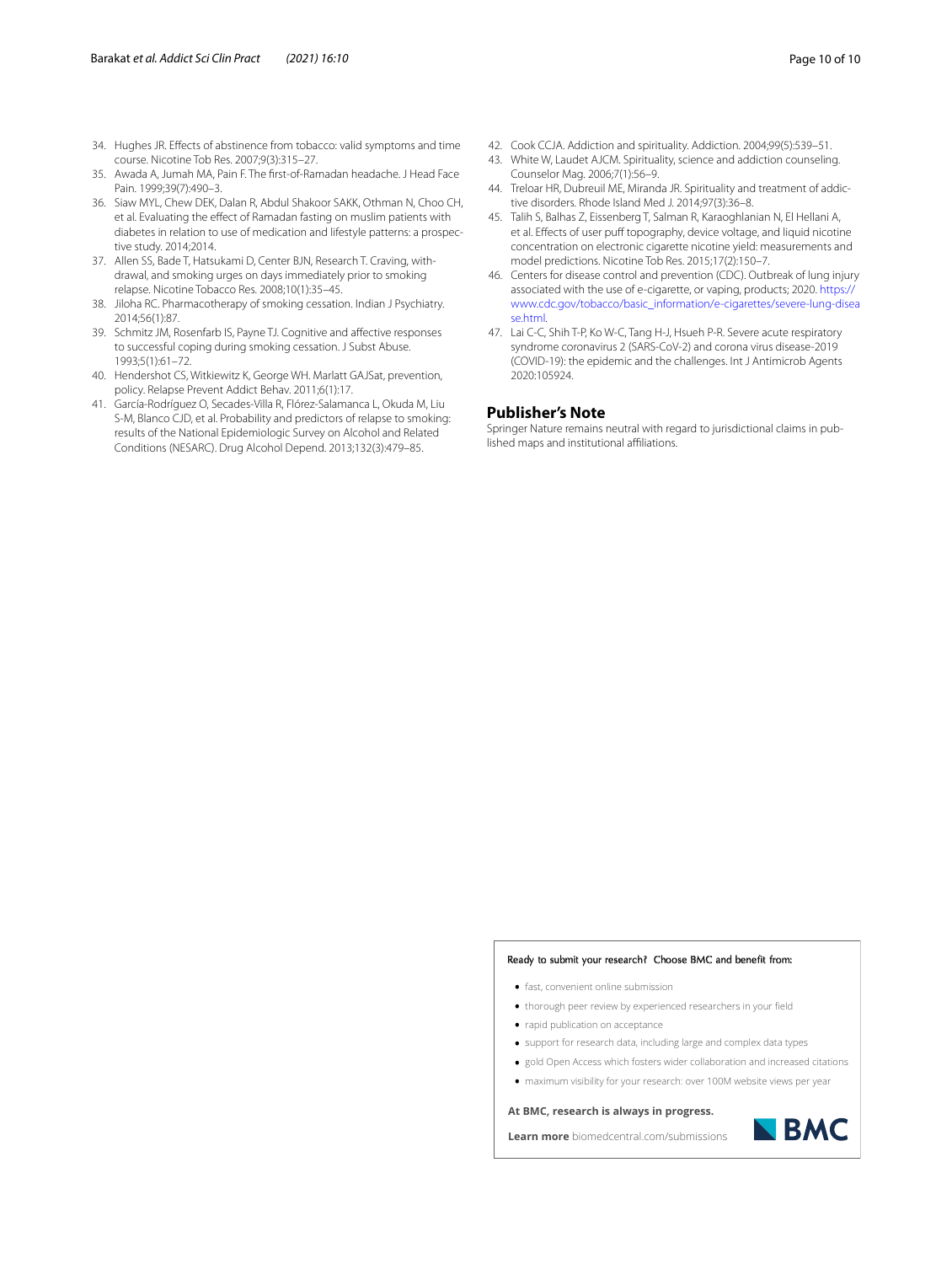34. Hughes JR. Effects of abstinence from tobacco: valid symptoms and time course. Nicotine Tob Res. 2007;9(3):315–27.
35. Awada A, Jumah MA, Pain F. The first-of-Ramadan headache. J Head Face Pain. 1999;39(7):490–3.
36. Siaw MYL, Chew DEK, Dalan R, Abdul Shakoor SAKK, Othman N, Choo CH, et al. Evaluating the effect of Ramadan fasting on muslim patients with diabetes in relation to use of medication and lifestyle patterns: a prospective study. 2014;2014.
37. Allen SS, Bade T, Hatsukami D, Center BJN, Research T. Craving, withdrawal, and smoking urges on days immediately prior to smoking relapse. Nicotine Tobacco Res. 2008;10(1):35–45.
38. Jiloha RC. Pharmacotherapy of smoking cessation. Indian J Psychiatry. 2014;56(1):87.
39. Schmitz JM, Rosenfarb IS, Payne TJ. Cognitive and affective responses to successful coping during smoking cessation. J Subst Abuse. 1993;5(1):61–72.
40. Hendershot CS, Witkiewitz K, George WH. Marlatt GAJSat, prevention, policy. Relapse Prevent Addict Behav. 2011;6(1):17.
41. García-Rodríguez O, Secades-Villa R, Flórez-Salamanca L, Okuda M, Liu S-M, Blanco CJD, et al. Probability and predictors of relapse to smoking: results of the National Epidemiologic Survey on Alcohol and Related Conditions (NESARC). Drug Alcohol Depend. 2013;132(3):479–85.
42. Cook CCJA. Addiction and spirituality. Addiction. 2004;99(5):539–51.
43. White W, Laudet AJCM. Spirituality, science and addiction counseling. Counselor Mag. 2006;7(1):56–9.
44. Treloar HR, Dubreuil ME, Miranda JR. Spirituality and treatment of addictive disorders. Rhode Island Med J. 2014;97(3):36–8.
45. Talih S, Balhas Z, Eissenberg T, Salman R, Karaoghlanian N, El Hellani A, et al. Effects of user puff topography, device voltage, and liquid nicotine concentration on electronic cigarette nicotine yield: measurements and model predictions. Nicotine Tob Res. 2015;17(2):150–7.
46. Centers for disease control and prevention (CDC). Outbreak of lung injury associated with the use of e-cigarette, or vaping, products; 2020. https://www.cdc.gov/tobacco/basic_information/e-cigarettes/severe-lung-disease.html.
47. Lai C-C, Shih T-P, Ko W-C, Tang H-J, Hsueh P-R. Severe acute respiratory syndrome coronavirus 2 (SARS-CoV-2) and corona virus disease-2019 (COVID-19): the epidemic and the challenges. Int J Antimicrob Agents 2020:105924.

## Publisher's Note

Springer Nature remains neutral with regard to jurisdictional claims in published maps and institutional affiliations.

Ready to submit your research? Choose BMC and benefit from:

- fast, convenient online submission
- thorough peer review by experienced researchers in your field
- rapid publication on acceptance
- support for research data, including large and complex data types
- gold Open Access which fosters wider collaboration and increased citations
- maximum visibility for your research: over 100M website views per year

**At BMC, research is always in progress.**

**Learn more** biomedcentral.com/submissions

BMC